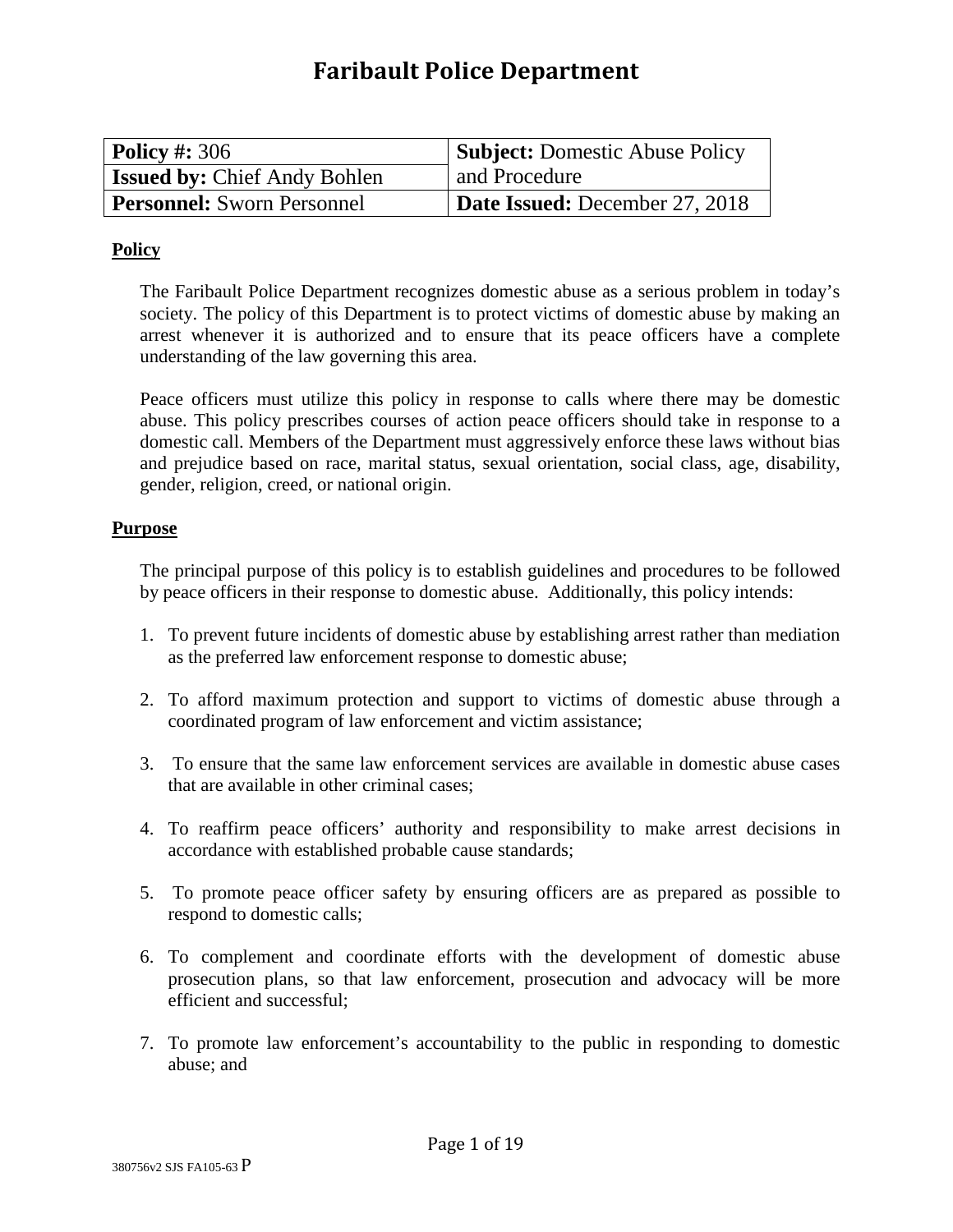# Faribault Police Department

| **Policy #:** 306 | **Subject:** Domestic Abuse Policy and Procedure |
|---|---|
| **Issued by:** Chief Andy Bohlen | |
| **Personnel:** Sworn Personnel | **Date Issued:** December 27, 2018 |

## Policy

The Faribault Police Department recognizes domestic abuse as a serious problem in today's society. The policy of this Department is to protect victims of domestic abuse by making an arrest whenever it is authorized and to ensure that its peace officers have a complete understanding of the law governing this area.

Peace officers must utilize this policy in response to calls where there may be domestic abuse. This policy prescribes courses of action peace officers should take in response to a domestic call. Members of the Department must aggressively enforce these laws without bias and prejudice based on race, marital status, sexual orientation, social class, age, disability, gender, religion, creed, or national origin.

## Purpose

The principal purpose of this policy is to establish guidelines and procedures to be followed by peace officers in their response to domestic abuse. Additionally, this policy intends:

1. To prevent future incidents of domestic abuse by establishing arrest rather than mediation as the preferred law enforcement response to domestic abuse;

2. To afford maximum protection and support to victims of domestic abuse through a coordinated program of law enforcement and victim assistance;

3. To ensure that the same law enforcement services are available in domestic abuse cases that are available in other criminal cases;

4. To reaffirm peace officers' authority and responsibility to make arrest decisions in accordance with established probable cause standards;

5. To promote peace officer safety by ensuring officers are as prepared as possible to respond to domestic calls;

6. To complement and coordinate efforts with the development of domestic abuse prosecution plans, so that law enforcement, prosecution and advocacy will be more efficient and successful;

7. To promote law enforcement's accountability to the public in responding to domestic abuse; and

380756v2 SJS FA105-63 P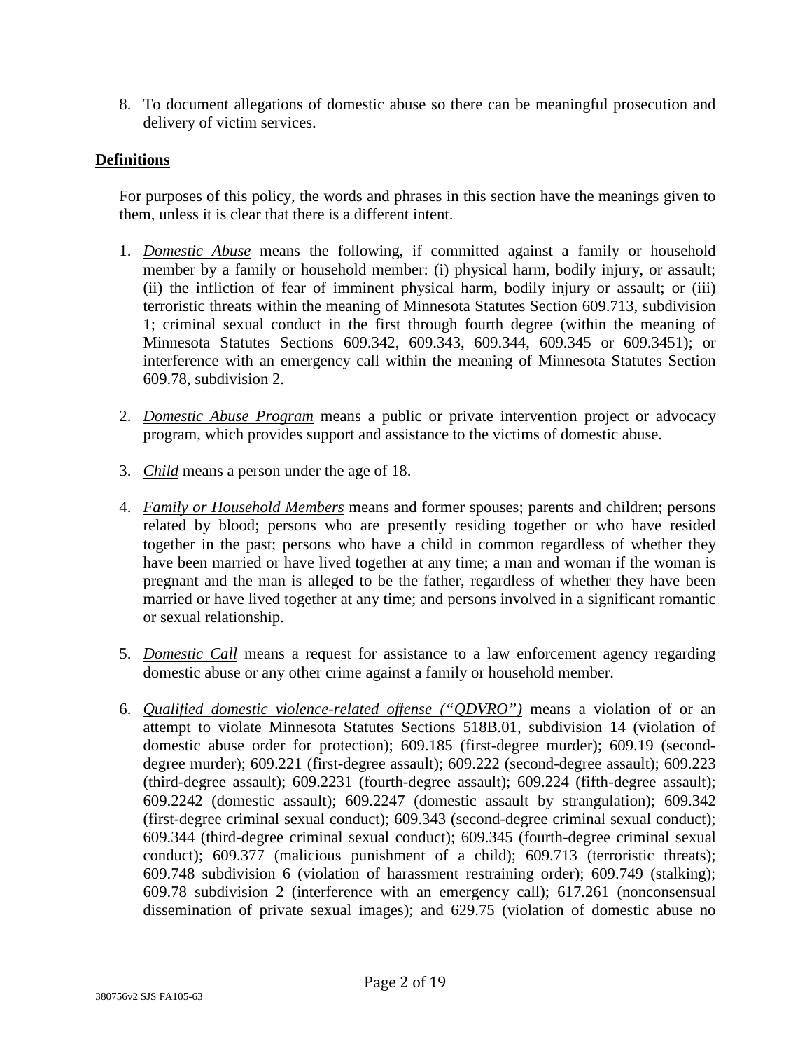8. To document allegations of domestic abuse so there can be meaningful prosecution and delivery of victim services.

## Definitions

For purposes of this policy, the words and phrases in this section have the meanings given to them, unless it is clear that there is a different intent.

1. ***Domestic Abuse*** means the following, if committed against a family or household member by a family or household member: (i) physical harm, bodily injury, or assault; (ii) the infliction of fear of imminent physical harm, bodily injury or assault; or (iii) terroristic threats within the meaning of Minnesota Statutes Section 609.713, subdivision 1; criminal sexual conduct in the first through fourth degree (within the meaning of Minnesota Statutes Sections 609.342, 609.343, 609.344, 609.345 or 609.3451); or interference with an emergency call within the meaning of Minnesota Statutes Section 609.78, subdivision 2.

2. ***Domestic Abuse Program*** means a public or private intervention project or advocacy program, which provides support and assistance to the victims of domestic abuse.

3. ***Child*** means a person under the age of 18.

4. ***Family or Household Members*** means and former spouses; parents and children; persons related by blood; persons who are presently residing together or who have resided together in the past; persons who have a child in common regardless of whether they have been married or have lived together at any time; a man and woman if the woman is pregnant and the man is alleged to be the father, regardless of whether they have been married or have lived together at any time; and persons involved in a significant romantic or sexual relationship.

5. ***Domestic Call*** means a request for assistance to a law enforcement agency regarding domestic abuse or any other crime against a family or household member.

6. ***Qualified domestic violence-related offense ("QDVRO")*** means a violation of or an attempt to violate Minnesota Statutes Sections 518B.01, subdivision 14 (violation of domestic abuse order for protection); 609.185 (first-degree murder); 609.19 (second-degree murder); 609.221 (first-degree assault); 609.222 (second-degree assault); 609.223 (third-degree assault); 609.2231 (fourth-degree assault); 609.224 (fifth-degree assault); 609.2242 (domestic assault); 609.2247 (domestic assault by strangulation); 609.342 (first-degree criminal sexual conduct); 609.343 (second-degree criminal sexual conduct); 609.344 (third-degree criminal sexual conduct); 609.345 (fourth-degree criminal sexual conduct); 609.377 (malicious punishment of a child); 609.713 (terroristic threats); 609.748 subdivision 6 (violation of harassment restraining order); 609.749 (stalking); 609.78 subdivision 2 (interference with an emergency call); 617.261 (nonconsensual dissemination of private sexual images); and 629.75 (violation of domestic abuse no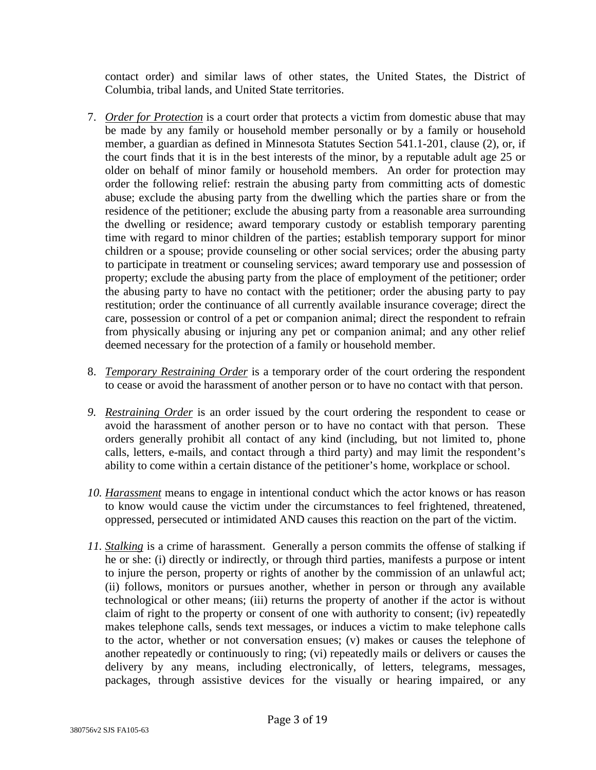contact order) and similar laws of other states, the United States, the District of Columbia, tribal lands, and United State territories.

7. *Order for Protection* is a court order that protects a victim from domestic abuse that may be made by any family or household member personally or by a family or household member, a guardian as defined in Minnesota Statutes Section 541.1-201, clause (2), or, if the court finds that it is in the best interests of the minor, by a reputable adult age 25 or older on behalf of minor family or household members. An order for protection may order the following relief: restrain the abusing party from committing acts of domestic abuse; exclude the abusing party from the dwelling which the parties share or from the residence of the petitioner; exclude the abusing party from a reasonable area surrounding the dwelling or residence; award temporary custody or establish temporary parenting time with regard to minor children of the parties; establish temporary support for minor children or a spouse; provide counseling or other social services; order the abusing party to participate in treatment or counseling services; award temporary use and possession of property; exclude the abusing party from the place of employment of the petitioner; order the abusing party to have no contact with the petitioner; order the abusing party to pay restitution; order the continuance of all currently available insurance coverage; direct the care, possession or control of a pet or companion animal; direct the respondent to refrain from physically abusing or injuring any pet or companion animal; and any other relief deemed necessary for the protection of a family or household member.

8. *Temporary Restraining Order* is a temporary order of the court ordering the respondent to cease or avoid the harassment of another person or to have no contact with that person.

9. *Restraining Order* is an order issued by the court ordering the respondent to cease or avoid the harassment of another person or to have no contact with that person. These orders generally prohibit all contact of any kind (including, but not limited to, phone calls, letters, e-mails, and contact through a third party) and may limit the respondent's ability to come within a certain distance of the petitioner's home, workplace or school.

10. *Harassment* means to engage in intentional conduct which the actor knows or has reason to know would cause the victim under the circumstances to feel frightened, threatened, oppressed, persecuted or intimidated AND causes this reaction on the part of the victim.

11. *Stalking* is a crime of harassment. Generally a person commits the offense of stalking if he or she: (i) directly or indirectly, or through third parties, manifests a purpose or intent to injure the person, property or rights of another by the commission of an unlawful act; (ii) follows, monitors or pursues another, whether in person or through any available technological or other means; (iii) returns the property of another if the actor is without claim of right to the property or consent of one with authority to consent; (iv) repeatedly makes telephone calls, sends text messages, or induces a victim to make telephone calls to the actor, whether or not conversation ensues; (v) makes or causes the telephone of another repeatedly or continuously to ring; (vi) repeatedly mails or delivers or causes the delivery by any means, including electronically, of letters, telegrams, messages, packages, through assistive devices for the visually or hearing impaired, or any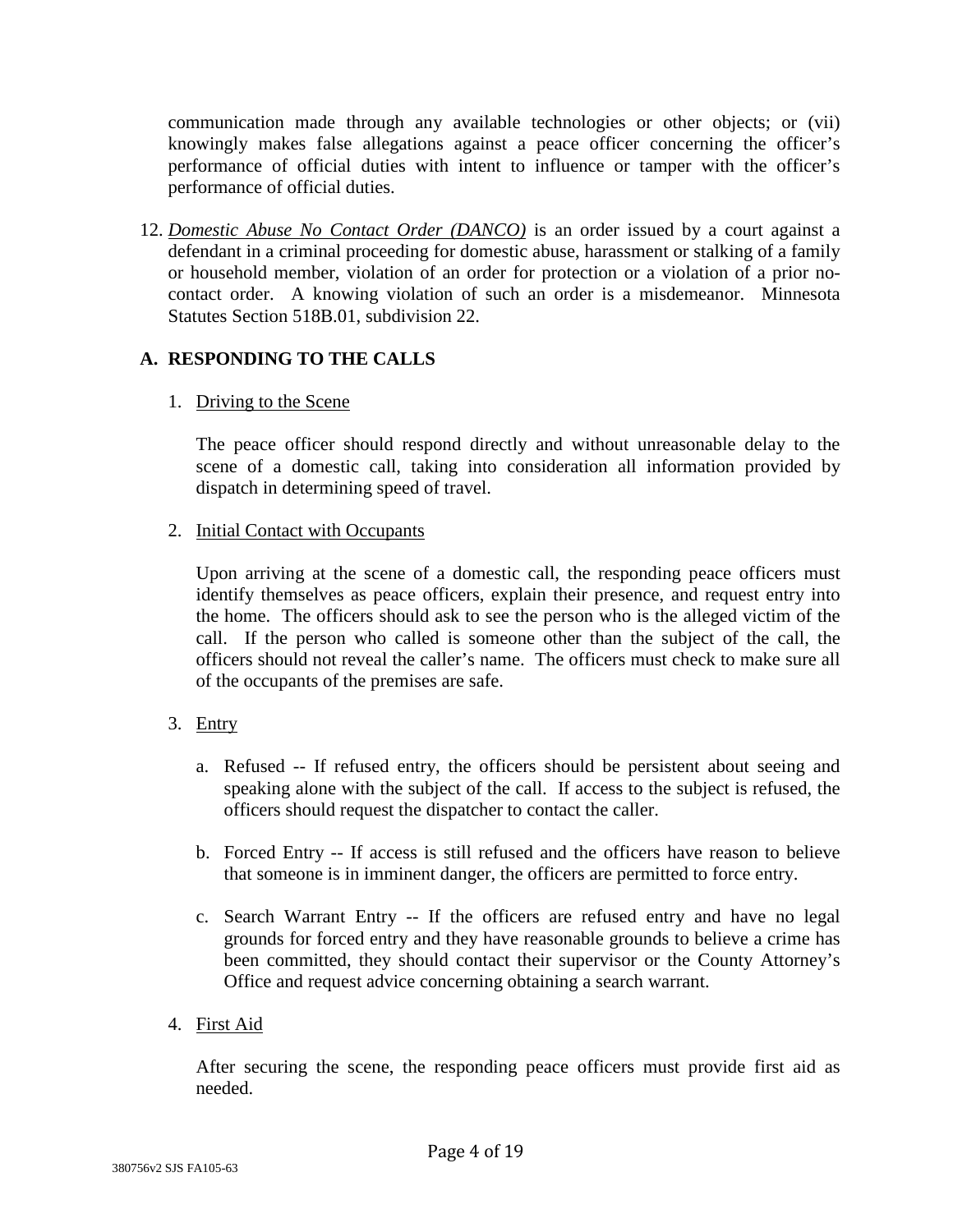communication made through any available technologies or other objects; or (vii) knowingly makes false allegations against a peace officer concerning the officer's performance of official duties with intent to influence or tamper with the officer's performance of official duties.

12. *Domestic Abuse No Contact Order (DANCO)* is an order issued by a court against a defendant in a criminal proceeding for domestic abuse, harassment or stalking of a family or household member, violation of an order for protection or a violation of a prior no-contact order. A knowing violation of such an order is a misdemeanor. Minnesota Statutes Section 518B.01, subdivision 22.

## A. RESPONDING TO THE CALLS

1. Driving to the Scene

   The peace officer should respond directly and without unreasonable delay to the scene of a domestic call, taking into consideration all information provided by dispatch in determining speed of travel.

2. Initial Contact with Occupants

   Upon arriving at the scene of a domestic call, the responding peace officers must identify themselves as peace officers, explain their presence, and request entry into the home. The officers should ask to see the person who is the alleged victim of the call. If the person who called is someone other than the subject of the call, the officers should not reveal the caller's name. The officers must check to make sure all of the occupants of the premises are safe.

3. Entry

   a. Refused -- If refused entry, the officers should be persistent about seeing and speaking alone with the subject of the call. If access to the subject is refused, the officers should request the dispatcher to contact the caller.

   b. Forced Entry -- If access is still refused and the officers have reason to believe that someone is in imminent danger, the officers are permitted to force entry.

   c. Search Warrant Entry -- If the officers are refused entry and have no legal grounds for forced entry and they have reasonable grounds to believe a crime has been committed, they should contact their supervisor or the County Attorney's Office and request advice concerning obtaining a search warrant.

4. First Aid

   After securing the scene, the responding peace officers must provide first aid as needed.

380756v2 SJS FA105-63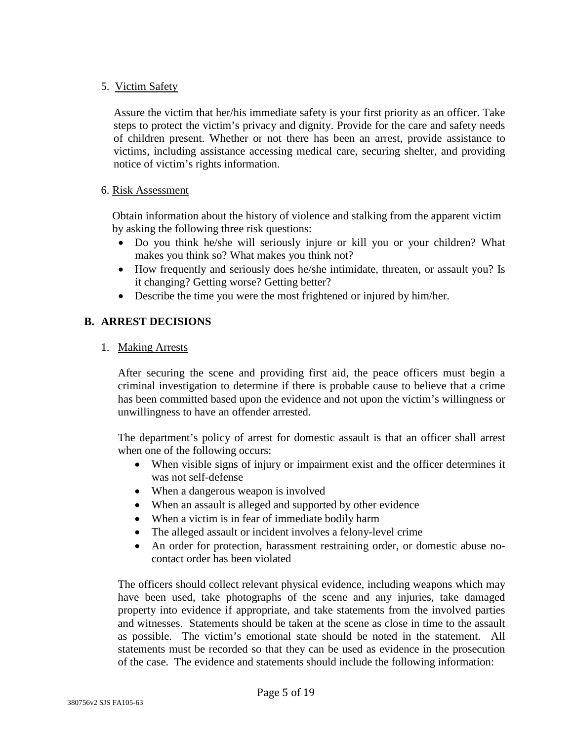5. Victim Safety

Assure the victim that her/his immediate safety is your first priority as an officer. Take steps to protect the victim's privacy and dignity. Provide for the care and safety needs of children present. Whether or not there has been an arrest, provide assistance to victims, including assistance accessing medical care, securing shelter, and providing notice of victim's rights information.

6. Risk Assessment

Obtain information about the history of violence and stalking from the apparent victim by asking the following three risk questions:

- Do you think he/she will seriously injure or kill you or your children? What makes you think so? What makes you think not?
- How frequently and seriously does he/she intimidate, threaten, or assault you? Is it changing? Getting worse? Getting better?
- Describe the time you were the most frightened or injured by him/her.

## B. ARREST DECISIONS

1. Making Arrests

After securing the scene and providing first aid, the peace officers must begin a criminal investigation to determine if there is probable cause to believe that a crime has been committed based upon the evidence and not upon the victim's willingness or unwillingness to have an offender arrested.

The department's policy of arrest for domestic assault is that an officer shall arrest when one of the following occurs:

- When visible signs of injury or impairment exist and the officer determines it was not self-defense
- When a dangerous weapon is involved
- When an assault is alleged and supported by other evidence
- When a victim is in fear of immediate bodily harm
- The alleged assault or incident involves a felony-level crime
- An order for protection, harassment restraining order, or domestic abuse no-contact order has been violated

The officers should collect relevant physical evidence, including weapons which may have been used, take photographs of the scene and any injuries, take damaged property into evidence if appropriate, and take statements from the involved parties and witnesses. Statements should be taken at the scene as close in time to the assault as possible. The victim's emotional state should be noted in the statement. All statements must be recorded so that they can be used as evidence in the prosecution of the case. The evidence and statements should include the following information: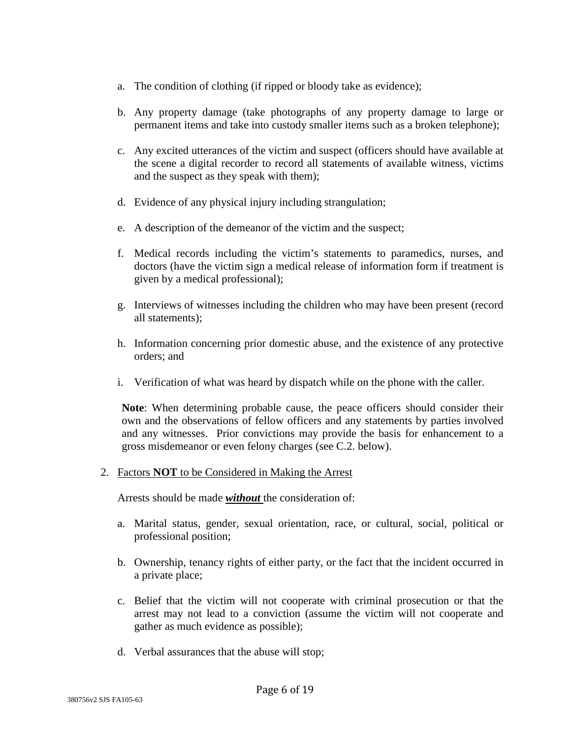a. The condition of clothing (if ripped or bloody take as evidence);

b. Any property damage (take photographs of any property damage to large or permanent items and take into custody smaller items such as a broken telephone);

c. Any excited utterances of the victim and suspect (officers should have available at the scene a digital recorder to record all statements of available witness, victims and the suspect as they speak with them);

d. Evidence of any physical injury including strangulation;

e. A description of the demeanor of the victim and the suspect;

f. Medical records including the victim's statements to paramedics, nurses, and doctors (have the victim sign a medical release of information form if treatment is given by a medical professional);

g. Interviews of witnesses including the children who may have been present (record all statements);

h. Information concerning prior domestic abuse, and the existence of any protective orders; and

i. Verification of what was heard by dispatch while on the phone with the caller.

**Note**: When determining probable cause, the peace officers should consider their own and the observations of fellow officers and any statements by parties involved and any witnesses. Prior convictions may provide the basis for enhancement to a gross misdemeanor or even felony charges (see C.2. below).

2. Factors **NOT** to be Considered in Making the Arrest

Arrests should be made ***without*** the consideration of:

a. Marital status, gender, sexual orientation, race, or cultural, social, political or professional position;

b. Ownership, tenancy rights of either party, or the fact that the incident occurred in a private place;

c. Belief that the victim will not cooperate with criminal prosecution or that the arrest may not lead to a conviction (assume the victim will not cooperate and gather as much evidence as possible);

d. Verbal assurances that the abuse will stop;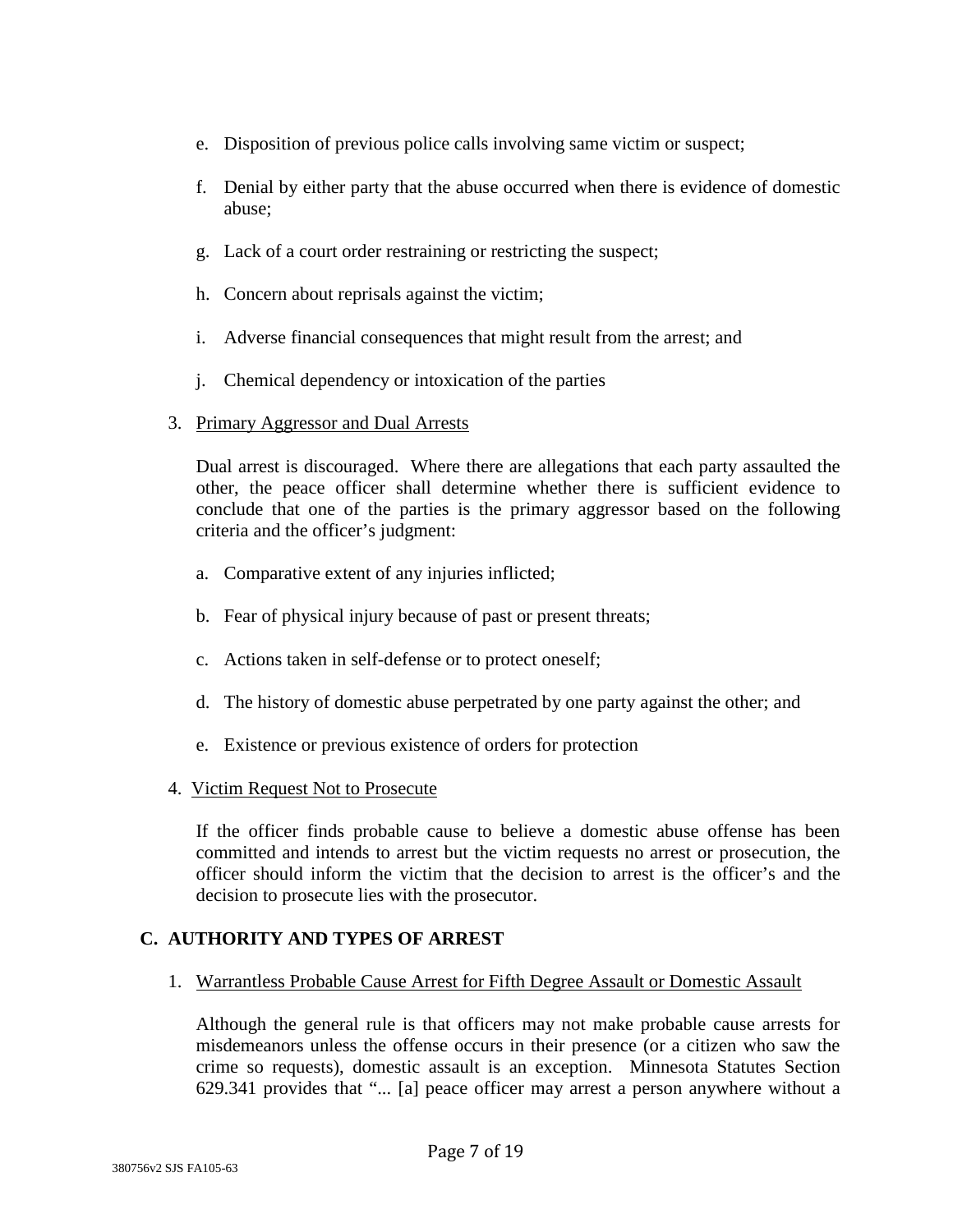e. Disposition of previous police calls involving same victim or suspect;

f. Denial by either party that the abuse occurred when there is evidence of domestic abuse;

g. Lack of a court order restraining or restricting the suspect;

h. Concern about reprisals against the victim;

i. Adverse financial consequences that might result from the arrest; and

j. Chemical dependency or intoxication of the parties

3. Primary Aggressor and Dual Arrests

Dual arrest is discouraged. Where there are allegations that each party assaulted the other, the peace officer shall determine whether there is sufficient evidence to conclude that one of the parties is the primary aggressor based on the following criteria and the officer's judgment:

a. Comparative extent of any injuries inflicted;

b. Fear of physical injury because of past or present threats;

c. Actions taken in self-defense or to protect oneself;

d. The history of domestic abuse perpetrated by one party against the other; and

e. Existence or previous existence of orders for protection

4. Victim Request Not to Prosecute

If the officer finds probable cause to believe a domestic abuse offense has been committed and intends to arrest but the victim requests no arrest or prosecution, the officer should inform the victim that the decision to arrest is the officer's and the decision to prosecute lies with the prosecutor.

## C. AUTHORITY AND TYPES OF ARREST

1. Warrantless Probable Cause Arrest for Fifth Degree Assault or Domestic Assault

Although the general rule is that officers may not make probable cause arrests for misdemeanors unless the offense occurs in their presence (or a citizen who saw the crime so requests), domestic assault is an exception. Minnesota Statutes Section 629.341 provides that "... [a] peace officer may arrest a person anywhere without a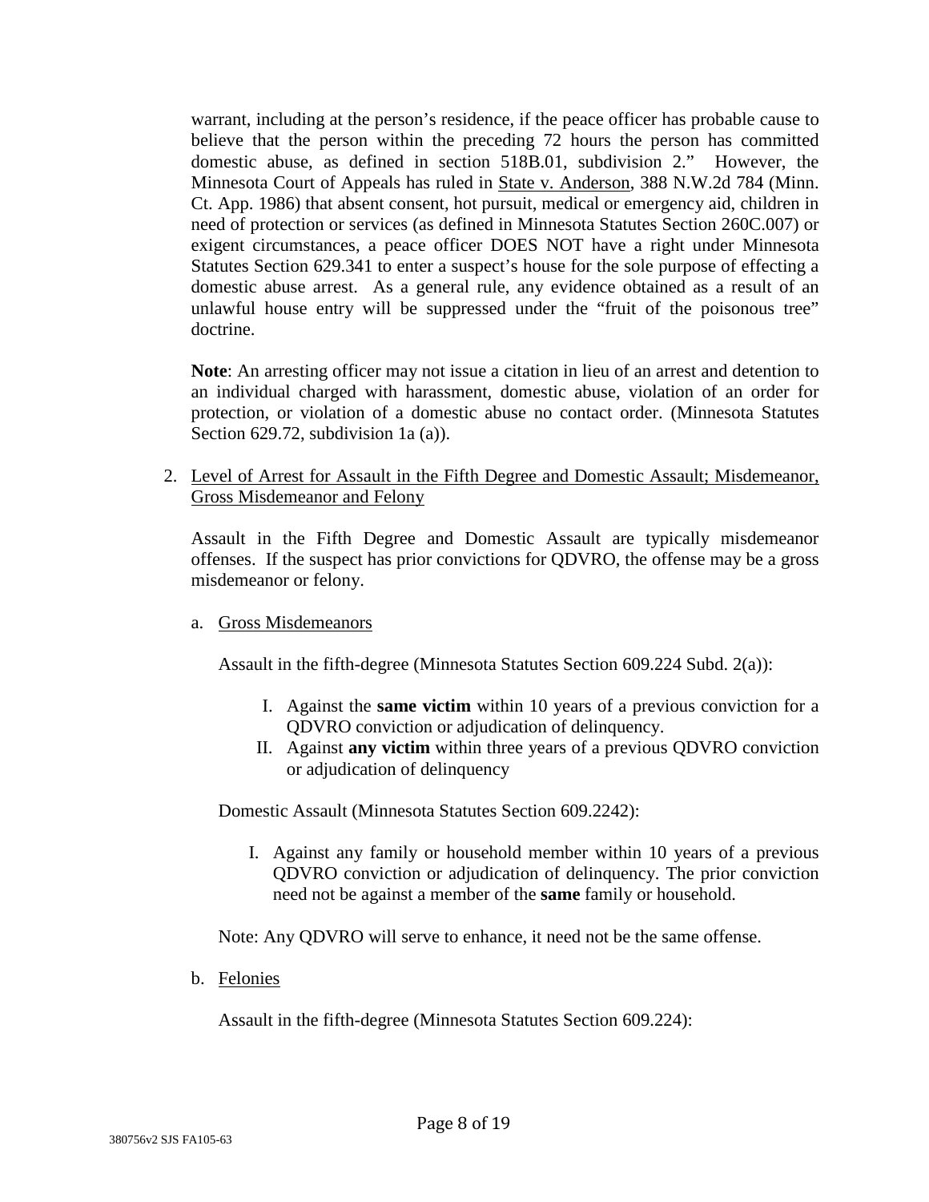warrant, including at the person's residence, if the peace officer has probable cause to believe that the person within the preceding 72 hours the person has committed domestic abuse, as defined in section 518B.01, subdivision 2." However, the Minnesota Court of Appeals has ruled in State v. Anderson, 388 N.W.2d 784 (Minn. Ct. App. 1986) that absent consent, hot pursuit, medical or emergency aid, children in need of protection or services (as defined in Minnesota Statutes Section 260C.007) or exigent circumstances, a peace officer DOES NOT have a right under Minnesota Statutes Section 629.341 to enter a suspect's house for the sole purpose of effecting a domestic abuse arrest. As a general rule, any evidence obtained as a result of an unlawful house entry will be suppressed under the "fruit of the poisonous tree" doctrine.

**Note**: An arresting officer may not issue a citation in lieu of an arrest and detention to an individual charged with harassment, domestic abuse, violation of an order for protection, or violation of a domestic abuse no contact order. (Minnesota Statutes Section 629.72, subdivision 1a (a)).

2. Level of Arrest for Assault in the Fifth Degree and Domestic Assault; Misdemeanor, Gross Misdemeanor and Felony

Assault in the Fifth Degree and Domestic Assault are typically misdemeanor offenses. If the suspect has prior convictions for QDVRO, the offense may be a gross misdemeanor or felony.

a. Gross Misdemeanors

Assault in the fifth-degree (Minnesota Statutes Section 609.224 Subd. 2(a)):

I. Against the **same victim** within 10 years of a previous conviction for a QDVRO conviction or adjudication of delinquency.
II. Against **any victim** within three years of a previous QDVRO conviction or adjudication of delinquency

Domestic Assault (Minnesota Statutes Section 609.2242):

I. Against any family or household member within 10 years of a previous QDVRO conviction or adjudication of delinquency. The prior conviction need not be against a member of the **same** family or household.

Note: Any QDVRO will serve to enhance, it need not be the same offense.

b. Felonies

Assault in the fifth-degree (Minnesota Statutes Section 609.224):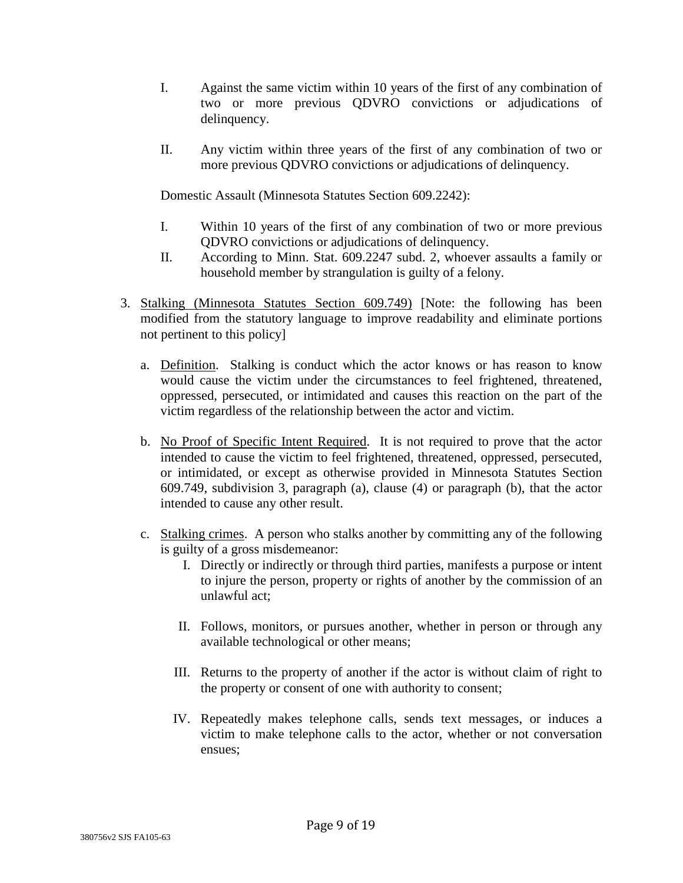I. Against the same victim within 10 years of the first of any combination of two or more previous QDVRO convictions or adjudications of delinquency.

II. Any victim within three years of the first of any combination of two or more previous QDVRO convictions or adjudications of delinquency.

Domestic Assault (Minnesota Statutes Section 609.2242):

I. Within 10 years of the first of any combination of two or more previous QDVRO convictions or adjudications of delinquency.

II. According to Minn. Stat. 609.2247 subd. 2, whoever assaults a family or household member by strangulation is guilty of a felony.

3. Stalking (Minnesota Statutes Section 609.749) [Note: the following has been modified from the statutory language to improve readability and eliminate portions not pertinent to this policy]

   a. Definition. Stalking is conduct which the actor knows or has reason to know would cause the victim under the circumstances to feel frightened, threatened, oppressed, persecuted, or intimidated and causes this reaction on the part of the victim regardless of the relationship between the actor and victim.

   b. No Proof of Specific Intent Required. It is not required to prove that the actor intended to cause the victim to feel frightened, threatened, oppressed, persecuted, or intimidated, or except as otherwise provided in Minnesota Statutes Section 609.749, subdivision 3, paragraph (a), clause (4) or paragraph (b), that the actor intended to cause any other result.

   c. Stalking crimes. A person who stalks another by committing any of the following is guilty of a gross misdemeanor:

      I. Directly or indirectly or through third parties, manifests a purpose or intent to injure the person, property or rights of another by the commission of an unlawful act;

      II. Follows, monitors, or pursues another, whether in person or through any available technological or other means;

      III. Returns to the property of another if the actor is without claim of right to the property or consent of one with authority to consent;

      IV. Repeatedly makes telephone calls, sends text messages, or induces a victim to make telephone calls to the actor, whether or not conversation ensues;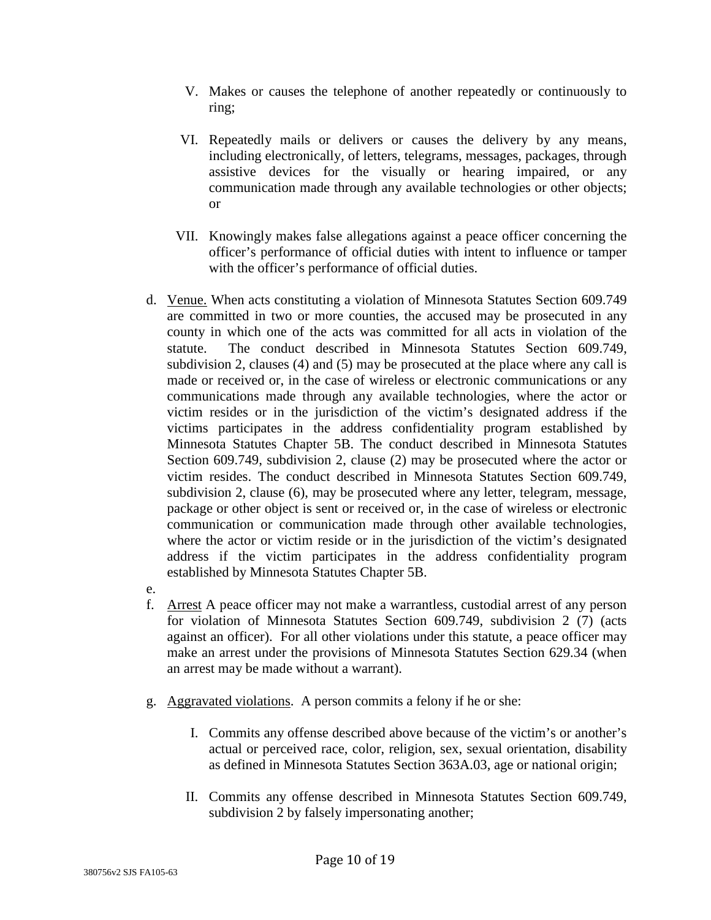V. Makes or causes the telephone of another repeatedly or continuously to ring;

VI. Repeatedly mails or delivers or causes the delivery by any means, including electronically, of letters, telegrams, messages, packages, through assistive devices for the visually or hearing impaired, or any communication made through any available technologies or other objects; or

VII. Knowingly makes false allegations against a peace officer concerning the officer's performance of official duties with intent to influence or tamper with the officer's performance of official duties.

d. Venue. When acts constituting a violation of Minnesota Statutes Section 609.749 are committed in two or more counties, the accused may be prosecuted in any county in which one of the acts was committed for all acts in violation of the statute. The conduct described in Minnesota Statutes Section 609.749, subdivision 2, clauses (4) and (5) may be prosecuted at the place where any call is made or received or, in the case of wireless or electronic communications or any communications made through any available technologies, where the actor or victim resides or in the jurisdiction of the victim's designated address if the victims participates in the address confidentiality program established by Minnesota Statutes Chapter 5B. The conduct described in Minnesota Statutes Section 609.749, subdivision 2, clause (2) may be prosecuted where the actor or victim resides. The conduct described in Minnesota Statutes Section 609.749, subdivision 2, clause (6), may be prosecuted where any letter, telegram, message, package or other object is sent or received or, in the case of wireless or electronic communication or communication made through other available technologies, where the actor or victim reside or in the jurisdiction of the victim's designated address if the victim participates in the address confidentiality program established by Minnesota Statutes Chapter 5B.

e.

f. Arrest A peace officer may not make a warrantless, custodial arrest of any person for violation of Minnesota Statutes Section 609.749, subdivision 2 (7) (acts against an officer). For all other violations under this statute, a peace officer may make an arrest under the provisions of Minnesota Statutes Section 629.34 (when an arrest may be made without a warrant).

g. Aggravated violations. A person commits a felony if he or she:

I. Commits any offense described above because of the victim's or another's actual or perceived race, color, religion, sex, sexual orientation, disability as defined in Minnesota Statutes Section 363A.03, age or national origin;

II. Commits any offense described in Minnesota Statutes Section 609.749, subdivision 2 by falsely impersonating another;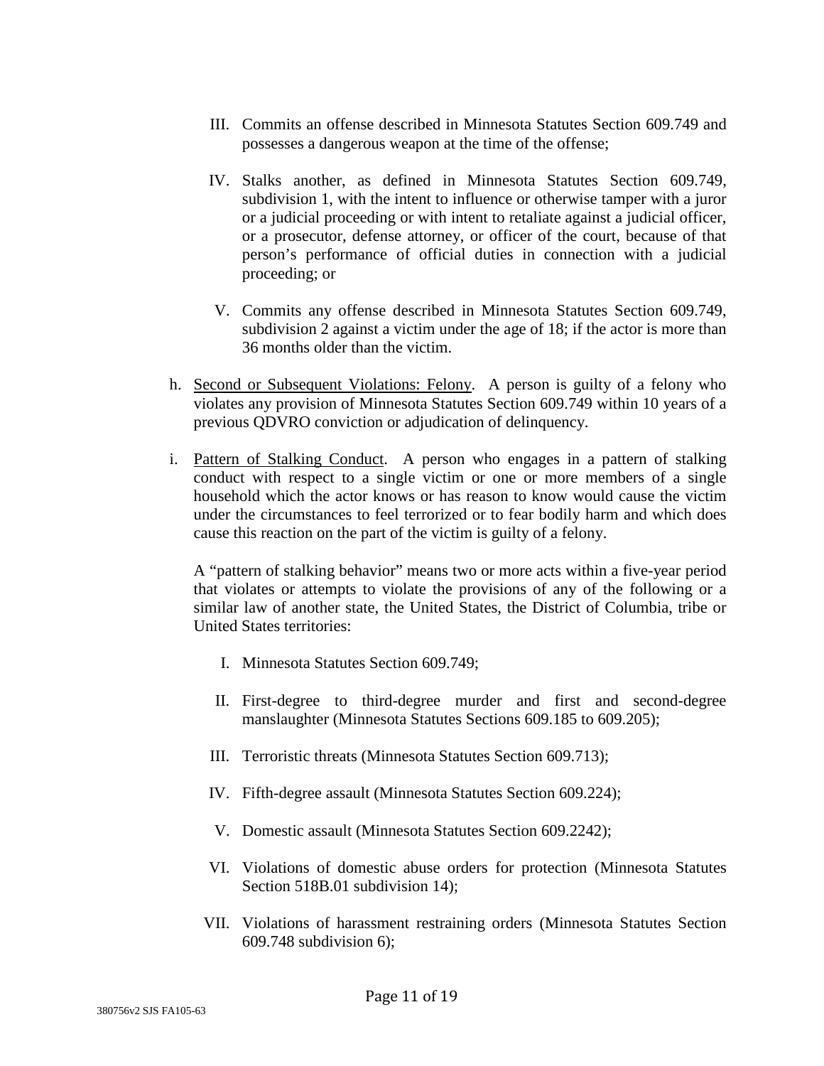III. Commits an offense described in Minnesota Statutes Section 609.749 and possesses a dangerous weapon at the time of the offense;

IV. Stalks another, as defined in Minnesota Statutes Section 609.749, subdivision 1, with the intent to influence or otherwise tamper with a juror or a judicial proceeding or with intent to retaliate against a judicial officer, or a prosecutor, defense attorney, or officer of the court, because of that person's performance of official duties in connection with a judicial proceeding; or

V. Commits any offense described in Minnesota Statutes Section 609.749, subdivision 2 against a victim under the age of 18; if the actor is more than 36 months older than the victim.

h. <u>Second or Subsequent Violations: Felony</u>. A person is guilty of a felony who violates any provision of Minnesota Statutes Section 609.749 within 10 years of a previous QDVRO conviction or adjudication of delinquency.

i. <u>Pattern of Stalking Conduct</u>. A person who engages in a pattern of stalking conduct with respect to a single victim or one or more members of a single household which the actor knows or has reason to know would cause the victim under the circumstances to feel terrorized or to fear bodily harm and which does cause this reaction on the part of the victim is guilty of a felony.

A "pattern of stalking behavior" means two or more acts within a five-year period that violates or attempts to violate the provisions of any of the following or a similar law of another state, the United States, the District of Columbia, tribe or United States territories:

I. Minnesota Statutes Section 609.749;

II. First-degree to third-degree murder and first and second-degree manslaughter (Minnesota Statutes Sections 609.185 to 609.205);

III. Terroristic threats (Minnesota Statutes Section 609.713);

IV. Fifth-degree assault (Minnesota Statutes Section 609.224);

V. Domestic assault (Minnesota Statutes Section 609.2242);

VI. Violations of domestic abuse orders for protection (Minnesota Statutes Section 518B.01 subdivision 14);

VII. Violations of harassment restraining orders (Minnesota Statutes Section 609.748 subdivision 6);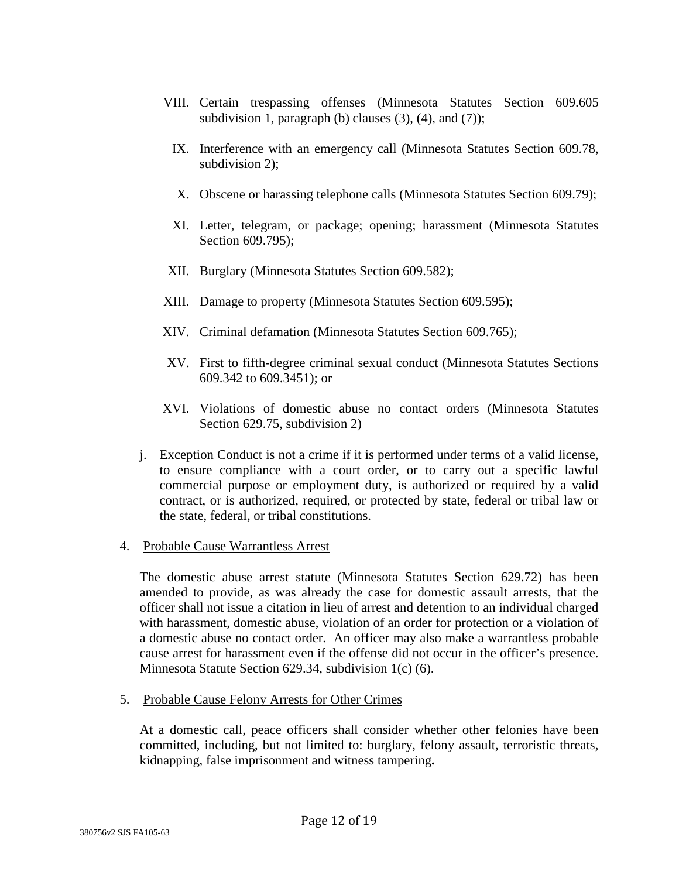VIII. Certain trespassing offenses (Minnesota Statutes Section 609.605 subdivision 1, paragraph (b) clauses (3), (4), and (7));

IX. Interference with an emergency call (Minnesota Statutes Section 609.78, subdivision 2);

X. Obscene or harassing telephone calls (Minnesota Statutes Section 609.79);

XI. Letter, telegram, or package; opening; harassment (Minnesota Statutes Section 609.795);

XII. Burglary (Minnesota Statutes Section 609.582);

XIII. Damage to property (Minnesota Statutes Section 609.595);

XIV. Criminal defamation (Minnesota Statutes Section 609.765);

XV. First to fifth-degree criminal sexual conduct (Minnesota Statutes Sections 609.342 to 609.3451); or

XVI. Violations of domestic abuse no contact orders (Minnesota Statutes Section 629.75, subdivision 2)

j. Exception Conduct is not a crime if it is performed under terms of a valid license, to ensure compliance with a court order, or to carry out a specific lawful commercial purpose or employment duty, is authorized or required by a valid contract, or is authorized, required, or protected by state, federal or tribal law or the state, federal, or tribal constitutions.

4. Probable Cause Warrantless Arrest

The domestic abuse arrest statute (Minnesota Statutes Section 629.72) has been amended to provide, as was already the case for domestic assault arrests, that the officer shall not issue a citation in lieu of arrest and detention to an individual charged with harassment, domestic abuse, violation of an order for protection or a violation of a domestic abuse no contact order. An officer may also make a warrantless probable cause arrest for harassment even if the offense did not occur in the officer's presence. Minnesota Statute Section 629.34, subdivision 1(c) (6).

5. Probable Cause Felony Arrests for Other Crimes

At a domestic call, peace officers shall consider whether other felonies have been committed, including, but not limited to: burglary, felony assault, terroristic threats, kidnapping, false imprisonment and witness tampering**.**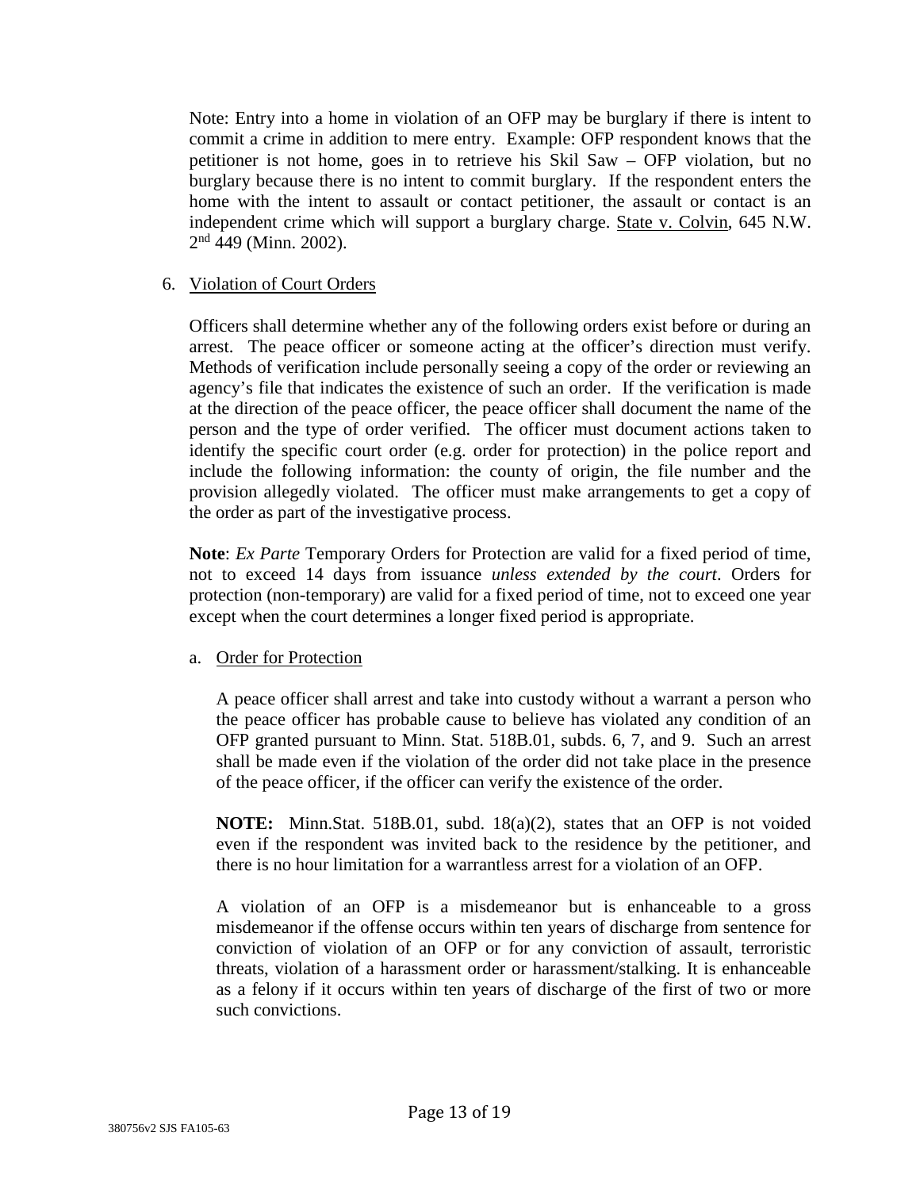Note: Entry into a home in violation of an OFP may be burglary if there is intent to commit a crime in addition to mere entry. Example: OFP respondent knows that the petitioner is not home, goes in to retrieve his Skil Saw – OFP violation, but no burglary because there is no intent to commit burglary. If the respondent enters the home with the intent to assault or contact petitioner, the assault or contact is an independent crime which will support a burglary charge. State v. Colvin, 645 N.W. 2nd 449 (Minn. 2002).

6. Violation of Court Orders

   Officers shall determine whether any of the following orders exist before or during an arrest. The peace officer or someone acting at the officer's direction must verify. Methods of verification include personally seeing a copy of the order or reviewing an agency's file that indicates the existence of such an order. If the verification is made at the direction of the peace officer, the peace officer shall document the name of the person and the type of order verified. The officer must document actions taken to identify the specific court order (e.g. order for protection) in the police report and include the following information: the county of origin, the file number and the provision allegedly violated. The officer must make arrangements to get a copy of the order as part of the investigative process.

   **Note**: *Ex Parte* Temporary Orders for Protection are valid for a fixed period of time, not to exceed 14 days from issuance *unless extended by the court*. Orders for protection (non-temporary) are valid for a fixed period of time, not to exceed one year except when the court determines a longer fixed period is appropriate.

   a. Order for Protection

      A peace officer shall arrest and take into custody without a warrant a person who the peace officer has probable cause to believe has violated any condition of an OFP granted pursuant to Minn. Stat. 518B.01, subds. 6, 7, and 9. Such an arrest shall be made even if the violation of the order did not take place in the presence of the peace officer, if the officer can verify the existence of the order.

      **NOTE:** Minn.Stat. 518B.01, subd. 18(a)(2), states that an OFP is not voided even if the respondent was invited back to the residence by the petitioner, and there is no hour limitation for a warrantless arrest for a violation of an OFP.

      A violation of an OFP is a misdemeanor but is enhanceable to a gross misdemeanor if the offense occurs within ten years of discharge from sentence for conviction of violation of an OFP or for any conviction of assault, terroristic threats, violation of a harassment order or harassment/stalking. It is enhanceable as a felony if it occurs within ten years of discharge of the first of two or more such convictions.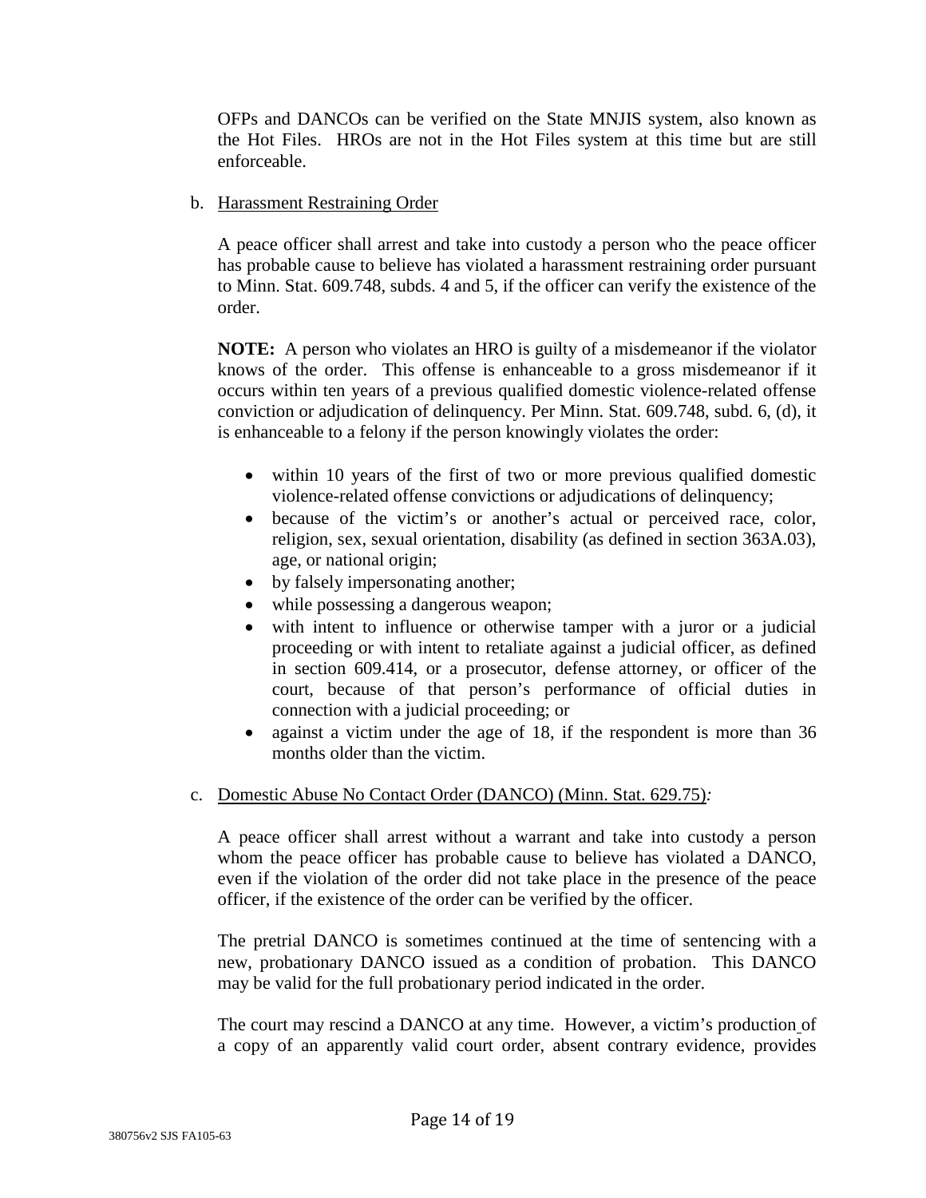OFPs and DANCOs can be verified on the State MNJIS system, also known as the Hot Files. HROs are not in the Hot Files system at this time but are still enforceable.

b. <u>Harassment Restraining Order</u>

A peace officer shall arrest and take into custody a person who the peace officer has probable cause to believe has violated a harassment restraining order pursuant to Minn. Stat. 609.748, subds. 4 and 5, if the officer can verify the existence of the order.

**NOTE:** A person who violates an HRO is guilty of a misdemeanor if the violator knows of the order. This offense is enhanceable to a gross misdemeanor if it occurs within ten years of a previous qualified domestic violence-related offense conviction or adjudication of delinquency. Per Minn. Stat. 609.748, subd. 6, (d), it is enhanceable to a felony if the person knowingly violates the order:

- within 10 years of the first of two or more previous qualified domestic violence-related offense convictions or adjudications of delinquency;
- because of the victim's or another's actual or perceived race, color, religion, sex, sexual orientation, disability (as defined in section 363A.03), age, or national origin;
- by falsely impersonating another;
- while possessing a dangerous weapon;
- with intent to influence or otherwise tamper with a juror or a judicial proceeding or with intent to retaliate against a judicial officer, as defined in section 609.414, or a prosecutor, defense attorney, or officer of the court, because of that person's performance of official duties in connection with a judicial proceeding; or
- against a victim under the age of 18, if the respondent is more than 36 months older than the victim.

c. <u>Domestic Abuse No Contact Order (DANCO) (Minn. Stat. 629.75)</u>*:*

A peace officer shall arrest without a warrant and take into custody a person whom the peace officer has probable cause to believe has violated a DANCO, even if the violation of the order did not take place in the presence of the peace officer, if the existence of the order can be verified by the officer.

The pretrial DANCO is sometimes continued at the time of sentencing with a new, probationary DANCO issued as a condition of probation. This DANCO may be valid for the full probationary period indicated in the order.

The court may rescind a DANCO at any time. However, a victim's production of a copy of an apparently valid court order, absent contrary evidence, provides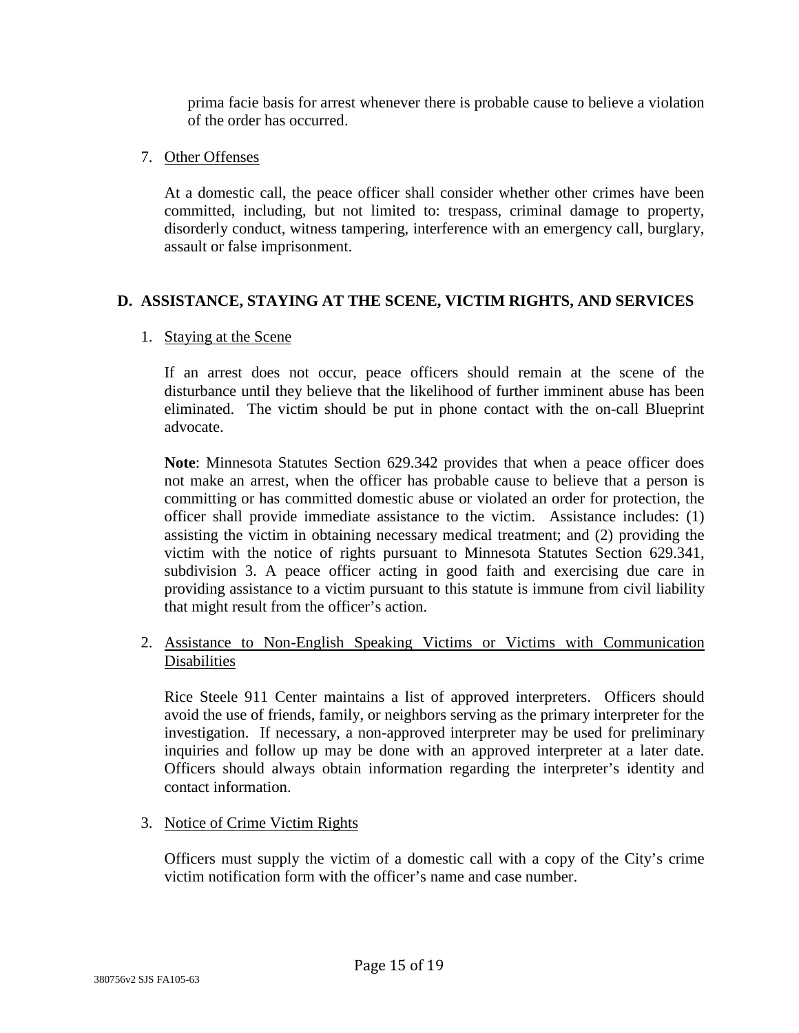prima facie basis for arrest whenever there is probable cause to believe a violation of the order has occurred.

7. Other Offenses

   At a domestic call, the peace officer shall consider whether other crimes have been committed, including, but not limited to: trespass, criminal damage to property, disorderly conduct, witness tampering, interference with an emergency call, burglary, assault or false imprisonment.

## D. ASSISTANCE, STAYING AT THE SCENE, VICTIM RIGHTS, AND SERVICES

1. Staying at the Scene

   If an arrest does not occur, peace officers should remain at the scene of the disturbance until they believe that the likelihood of further imminent abuse has been eliminated. The victim should be put in phone contact with the on-call Blueprint advocate.

   **Note**: Minnesota Statutes Section 629.342 provides that when a peace officer does not make an arrest, when the officer has probable cause to believe that a person is committing or has committed domestic abuse or violated an order for protection, the officer shall provide immediate assistance to the victim. Assistance includes: (1) assisting the victim in obtaining necessary medical treatment; and (2) providing the victim with the notice of rights pursuant to Minnesota Statutes Section 629.341, subdivision 3. A peace officer acting in good faith and exercising due care in providing assistance to a victim pursuant to this statute is immune from civil liability that might result from the officer's action.

2. Assistance to Non-English Speaking Victims or Victims with Communication Disabilities

   Rice Steele 911 Center maintains a list of approved interpreters. Officers should avoid the use of friends, family, or neighbors serving as the primary interpreter for the investigation. If necessary, a non-approved interpreter may be used for preliminary inquiries and follow up may be done with an approved interpreter at a later date. Officers should always obtain information regarding the interpreter's identity and contact information.

3. Notice of Crime Victim Rights

   Officers must supply the victim of a domestic call with a copy of the City's crime victim notification form with the officer's name and case number.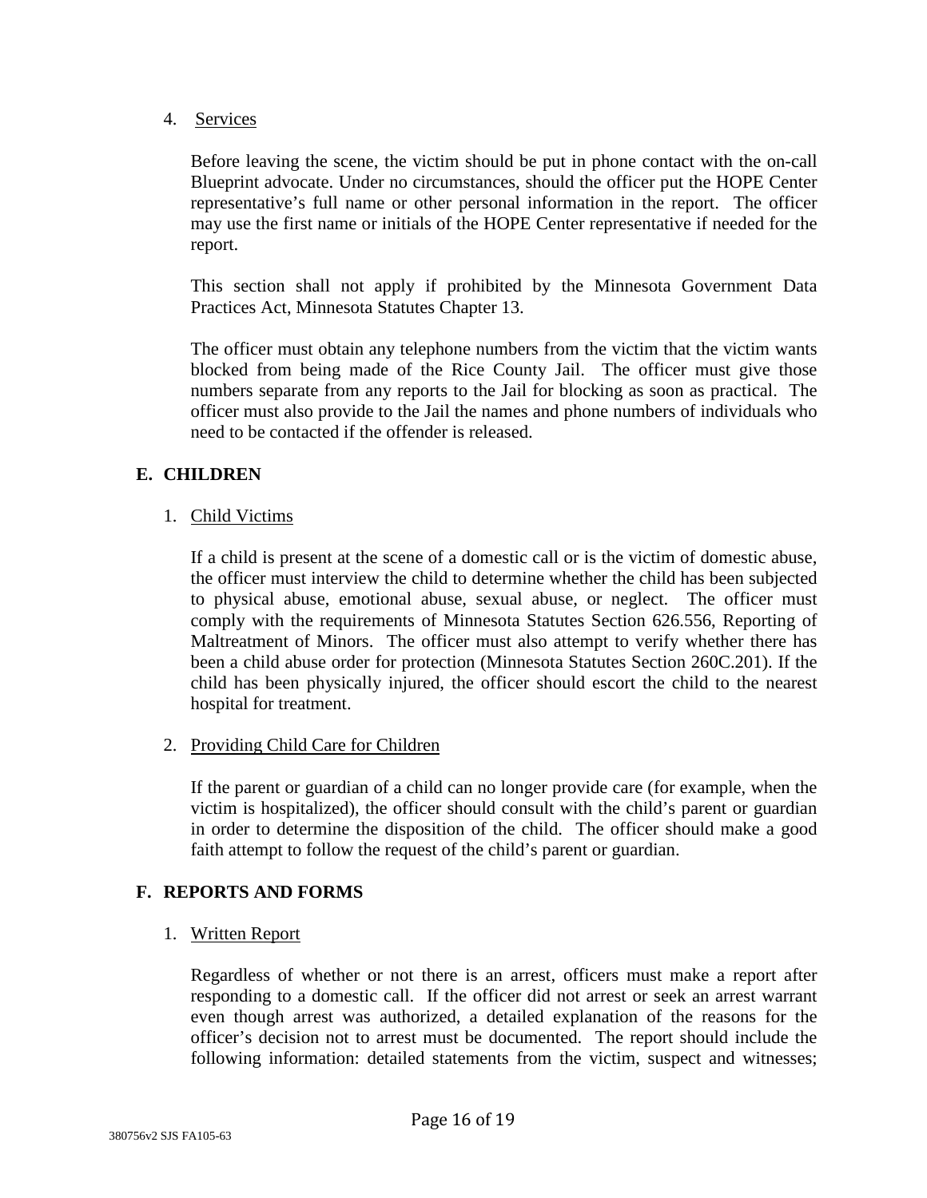4. Services

Before leaving the scene, the victim should be put in phone contact with the on-call Blueprint advocate. Under no circumstances, should the officer put the HOPE Center representative's full name or other personal information in the report. The officer may use the first name or initials of the HOPE Center representative if needed for the report.

This section shall not apply if prohibited by the Minnesota Government Data Practices Act, Minnesota Statutes Chapter 13.

The officer must obtain any telephone numbers from the victim that the victim wants blocked from being made of the Rice County Jail. The officer must give those numbers separate from any reports to the Jail for blocking as soon as practical. The officer must also provide to the Jail the names and phone numbers of individuals who need to be contacted if the offender is released.

## E. CHILDREN

1. Child Victims

If a child is present at the scene of a domestic call or is the victim of domestic abuse, the officer must interview the child to determine whether the child has been subjected to physical abuse, emotional abuse, sexual abuse, or neglect. The officer must comply with the requirements of Minnesota Statutes Section 626.556, Reporting of Maltreatment of Minors. The officer must also attempt to verify whether there has been a child abuse order for protection (Minnesota Statutes Section 260C.201). If the child has been physically injured, the officer should escort the child to the nearest hospital for treatment.

2. Providing Child Care for Children

If the parent or guardian of a child can no longer provide care (for example, when the victim is hospitalized), the officer should consult with the child's parent or guardian in order to determine the disposition of the child. The officer should make a good faith attempt to follow the request of the child's parent or guardian.

## F. REPORTS AND FORMS

1. Written Report

Regardless of whether or not there is an arrest, officers must make a report after responding to a domestic call. If the officer did not arrest or seek an arrest warrant even though arrest was authorized, a detailed explanation of the reasons for the officer's decision not to arrest must be documented. The report should include the following information: detailed statements from the victim, suspect and witnesses;

380756v2 SJS FA105-63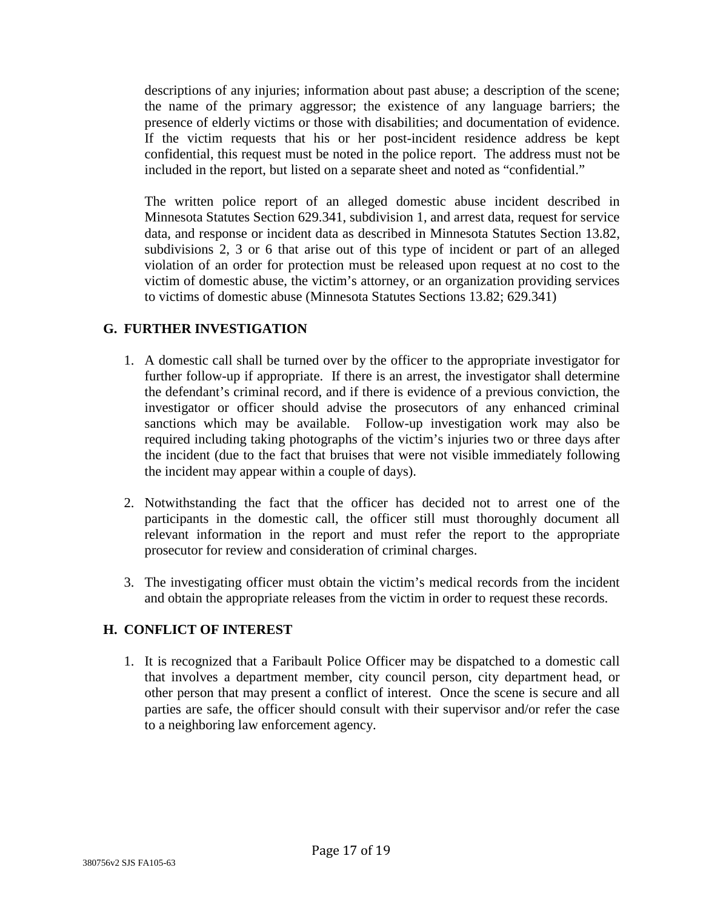descriptions of any injuries; information about past abuse; a description of the scene; the name of the primary aggressor; the existence of any language barriers; the presence of elderly victims or those with disabilities; and documentation of evidence. If the victim requests that his or her post-incident residence address be kept confidential, this request must be noted in the police report. The address must not be included in the report, but listed on a separate sheet and noted as "confidential."

The written police report of an alleged domestic abuse incident described in Minnesota Statutes Section 629.341, subdivision 1, and arrest data, request for service data, and response or incident data as described in Minnesota Statutes Section 13.82, subdivisions 2, 3 or 6 that arise out of this type of incident or part of an alleged violation of an order for protection must be released upon request at no cost to the victim of domestic abuse, the victim's attorney, or an organization providing services to victims of domestic abuse (Minnesota Statutes Sections 13.82; 629.341)

## G. FURTHER INVESTIGATION

1. A domestic call shall be turned over by the officer to the appropriate investigator for further follow-up if appropriate. If there is an arrest, the investigator shall determine the defendant's criminal record, and if there is evidence of a previous conviction, the investigator or officer should advise the prosecutors of any enhanced criminal sanctions which may be available. Follow-up investigation work may also be required including taking photographs of the victim's injuries two or three days after the incident (due to the fact that bruises that were not visible immediately following the incident may appear within a couple of days).

2. Notwithstanding the fact that the officer has decided not to arrest one of the participants in the domestic call, the officer still must thoroughly document all relevant information in the report and must refer the report to the appropriate prosecutor for review and consideration of criminal charges.

3. The investigating officer must obtain the victim's medical records from the incident and obtain the appropriate releases from the victim in order to request these records.

## H. CONFLICT OF INTEREST

1. It is recognized that a Faribault Police Officer may be dispatched to a domestic call that involves a department member, city council person, city department head, or other person that may present a conflict of interest. Once the scene is secure and all parties are safe, the officer should consult with their supervisor and/or refer the case to a neighboring law enforcement agency.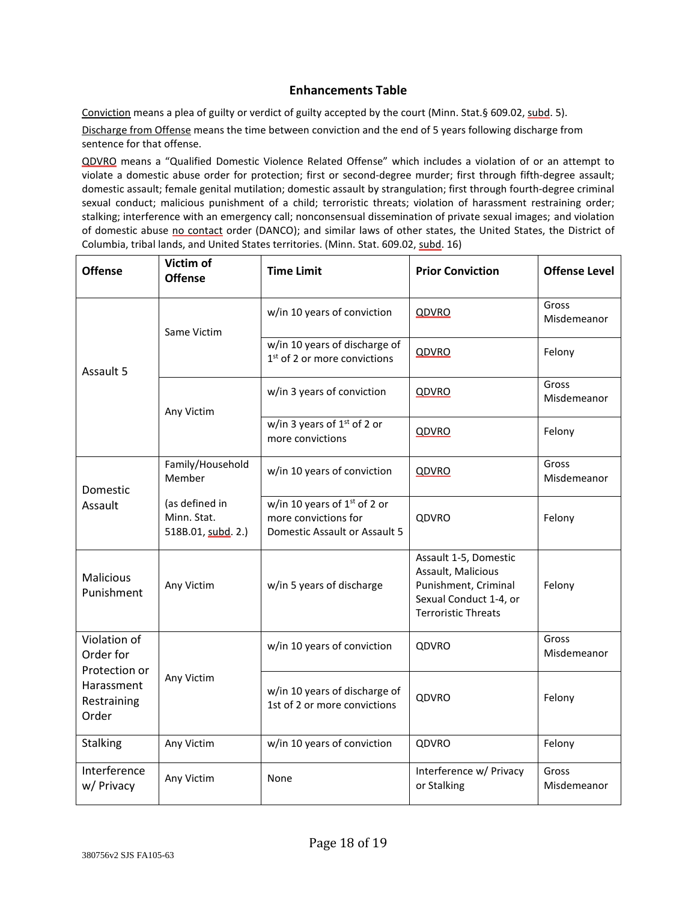## Enhancements Table

Conviction means a plea of guilty or verdict of guilty accepted by the court (Minn. Stat.§ 609.02, subd. 5).

Discharge from Offense means the time between conviction and the end of 5 years following discharge from sentence for that offense.

QDVRO means a "Qualified Domestic Violence Related Offense" which includes a violation of or an attempt to violate a domestic abuse order for protection; first or second-degree murder; first through fifth-degree assault; domestic assault; female genital mutilation; domestic assault by strangulation; first through fourth-degree criminal sexual conduct; malicious punishment of a child; terroristic threats; violation of harassment restraining order; stalking; interference with an emergency call; nonconsensual dissemination of private sexual images; and violation of domestic abuse no contact order (DANCO); and similar laws of other states, the United States, the District of Columbia, tribal lands, and United States territories. (Minn. Stat. 609.02, subd. 16)

| Offense | Victim of Offense | Time Limit | Prior Conviction | Offense Level |
|---|---|---|---|---|
| Assault 5 | Same Victim | w/in 10 years of conviction | QDVRO | Gross Misdemeanor |
| | | w/in 10 years of discharge of 1st of 2 or more convictions | QDVRO | Felony |
| | Any Victim | w/in 3 years of conviction | QDVRO | Gross Misdemeanor |
| | | w/in 3 years of 1st of 2 or more convictions | QDVRO | Felony |
| Domestic Assault | Family/Household Member (as defined in Minn. Stat. 518B.01, subd. 2.) | w/in 10 years of conviction | QDVRO | Gross Misdemeanor |
| | | w/in 10 years of 1st of 2 or more convictions for Domestic Assault or Assault 5 | QDVRO | Felony |
| Malicious Punishment | Any Victim | w/in 5 years of discharge | Assault 1-5, Domestic Assault, Malicious Punishment, Criminal Sexual Conduct 1-4, or Terroristic Threats | Felony |
| Violation of Order for Protection or Harassment Restraining Order | Any Victim | w/in 10 years of conviction | QDVRO | Gross Misdemeanor |
| | | w/in 10 years of discharge of 1st of 2 or more convictions | QDVRO | Felony |
| Stalking | Any Victim | w/in 10 years of conviction | QDVRO | Felony |
| Interference w/ Privacy | Any Victim | None | Interference w/ Privacy or Stalking | Gross Misdemeanor |

380756v2 SJS FA105-63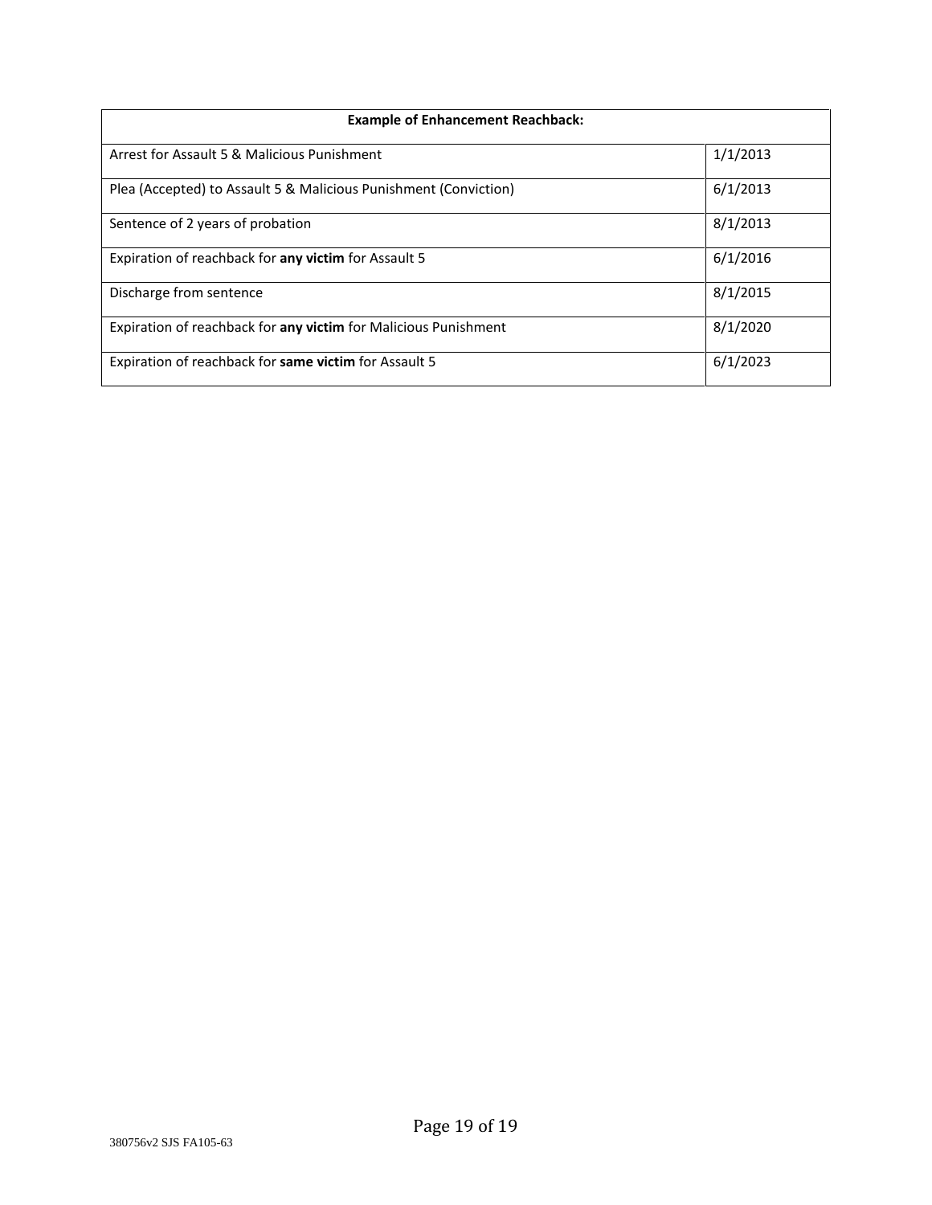| **Example of Enhancement Reachback:** | |
|---|---|
| Arrest for Assault 5 & Malicious Punishment | 1/1/2013 |
| Plea (Accepted) to Assault 5 & Malicious Punishment (Conviction) | 6/1/2013 |
| Sentence of 2 years of probation | 8/1/2013 |
| Expiration of reachback for **any victim** for Assault 5 | 6/1/2016 |
| Discharge from sentence | 8/1/2015 |
| Expiration of reachback for **any victim** for Malicious Punishment | 8/1/2020 |
| Expiration of reachback for **same victim** for Assault 5 | 6/1/2023 |

380756v2 SJS FA105-63